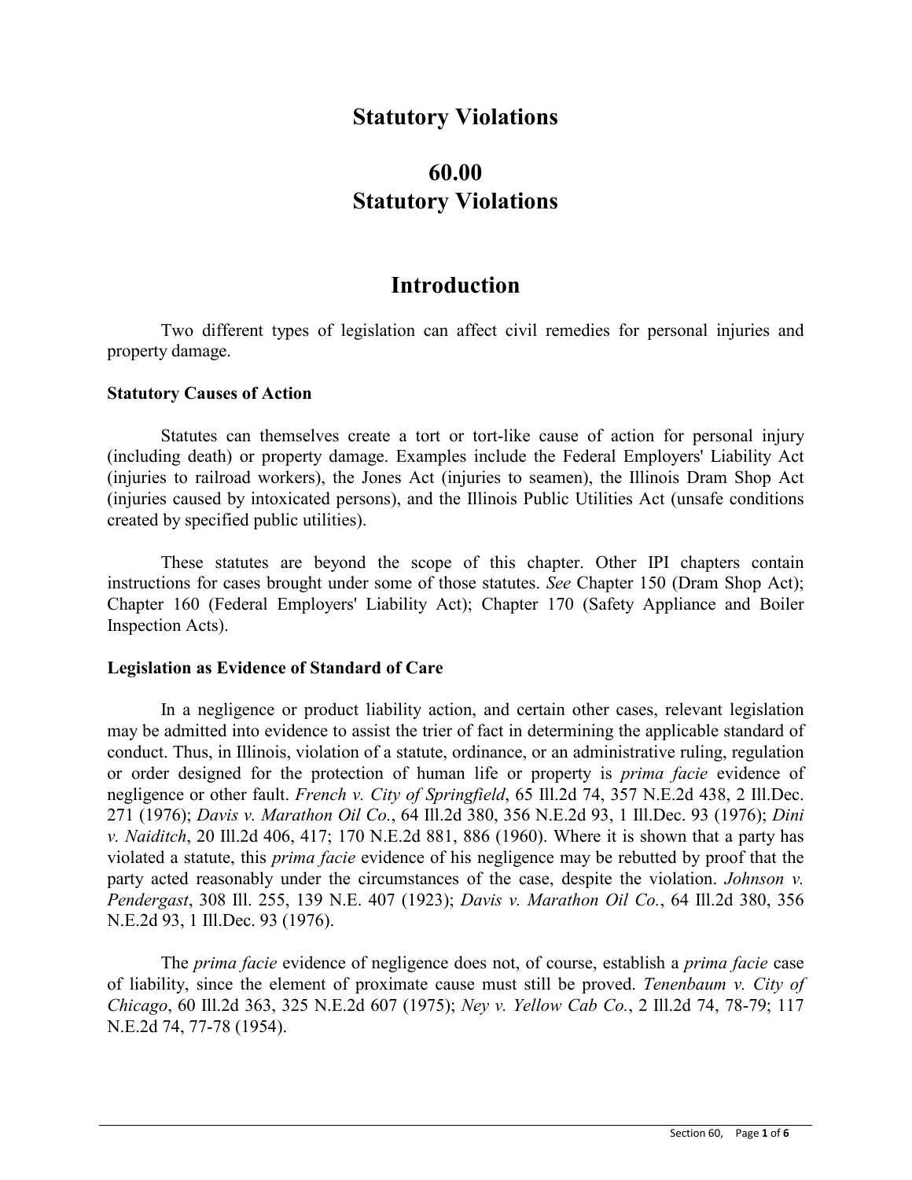# Statutory Violations

# 60.00
# Statutory Violations

## Introduction

Two different types of legislation can affect civil remedies for personal injuries and property damage.

**Statutory Causes of Action**

Statutes can themselves create a tort or tort-like cause of action for personal injury (including death) or property damage. Examples include the Federal Employers' Liability Act (injuries to railroad workers), the Jones Act (injuries to seamen), the Illinois Dram Shop Act (injuries caused by intoxicated persons), and the Illinois Public Utilities Act (unsafe conditions created by specified public utilities).

These statutes are beyond the scope of this chapter. Other IPI chapters contain instructions for cases brought under some of those statutes. *See* Chapter 150 (Dram Shop Act); Chapter 160 (Federal Employers' Liability Act); Chapter 170 (Safety Appliance and Boiler Inspection Acts).

**Legislation as Evidence of Standard of Care**

In a negligence or product liability action, and certain other cases, relevant legislation may be admitted into evidence to assist the trier of fact in determining the applicable standard of conduct. Thus, in Illinois, violation of a statute, ordinance, or an administrative ruling, regulation or order designed for the protection of human life or property is *prima facie* evidence of negligence or other fault. *French v. City of Springfield*, 65 Ill.2d 74, 357 N.E.2d 438, 2 Ill.Dec. 271 (1976); *Davis v. Marathon Oil Co.*, 64 Ill.2d 380, 356 N.E.2d 93, 1 Ill.Dec. 93 (1976); *Dini v. Naiditch*, 20 Ill.2d 406, 417; 170 N.E.2d 881, 886 (1960). Where it is shown that a party has violated a statute, this *prima facie* evidence of his negligence may be rebutted by proof that the party acted reasonably under the circumstances of the case, despite the violation. *Johnson v. Pendergast*, 308 Ill. 255, 139 N.E. 407 (1923); *Davis v. Marathon Oil Co.*, 64 Ill.2d 380, 356 N.E.2d 93, 1 Ill.Dec. 93 (1976).

The *prima facie* evidence of negligence does not, of course, establish a *prima facie* case of liability, since the element of proximate cause must still be proved. *Tenenbaum v. City of Chicago*, 60 Ill.2d 363, 325 N.E.2d 607 (1975); *Ney v. Yellow Cab Co.*, 2 Ill.2d 74, 78-79; 117 N.E.2d 74, 77-78 (1954).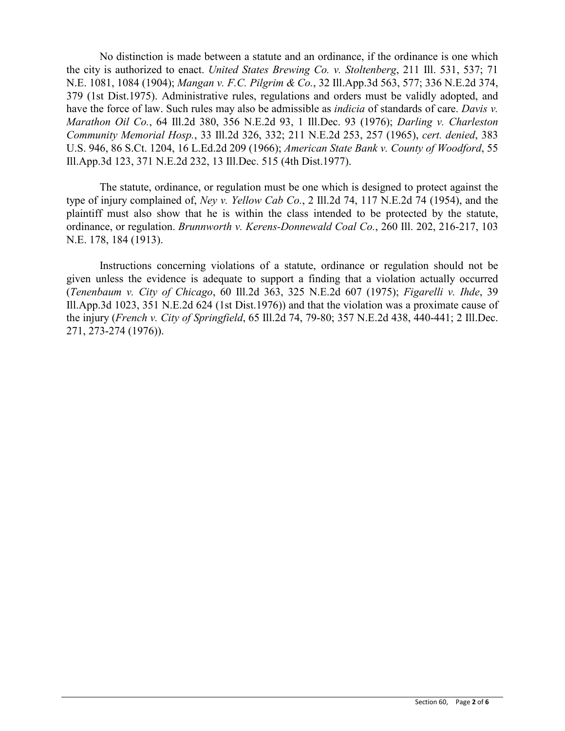No distinction is made between a statute and an ordinance, if the ordinance is one which the city is authorized to enact. *United States Brewing Co. v. Stoltenberg*, 211 Ill. 531, 537; 71 N.E. 1081, 1084 (1904); *Mangan v. F.C. Pilgrim & Co.*, 32 Ill.App.3d 563, 577; 336 N.E.2d 374, 379 (1st Dist.1975). Administrative rules, regulations and orders must be validly adopted, and have the force of law. Such rules may also be admissible as *indicia* of standards of care. *Davis v. Marathon Oil Co.*, 64 Ill.2d 380, 356 N.E.2d 93, 1 Ill.Dec. 93 (1976); *Darling v. Charleston Community Memorial Hosp.*, 33 Ill.2d 326, 332; 211 N.E.2d 253, 257 (1965), *cert. denied*, 383 U.S. 946, 86 S.Ct. 1204, 16 L.Ed.2d 209 (1966); *American State Bank v. County of Woodford*, 55 Ill.App.3d 123, 371 N.E.2d 232, 13 Ill.Dec. 515 (4th Dist.1977).

The statute, ordinance, or regulation must be one which is designed to protect against the type of injury complained of, *Ney v. Yellow Cab Co.*, 2 Ill.2d 74, 117 N.E.2d 74 (1954), and the plaintiff must also show that he is within the class intended to be protected by the statute, ordinance, or regulation. *Brunnworth v. Kerens-Donnewald Coal Co.*, 260 Ill. 202, 216-217, 103 N.E. 178, 184 (1913).

Instructions concerning violations of a statute, ordinance or regulation should not be given unless the evidence is adequate to support a finding that a violation actually occurred (*Tenenbaum v. City of Chicago*, 60 Ill.2d 363, 325 N.E.2d 607 (1975); *Figarelli v. Ihde*, 39 Ill.App.3d 1023, 351 N.E.2d 624 (1st Dist.1976)) and that the violation was a proximate cause of the injury (*French v. City of Springfield*, 65 Ill.2d 74, 79-80; 357 N.E.2d 438, 440-441; 2 Ill.Dec. 271, 273-274 (1976)).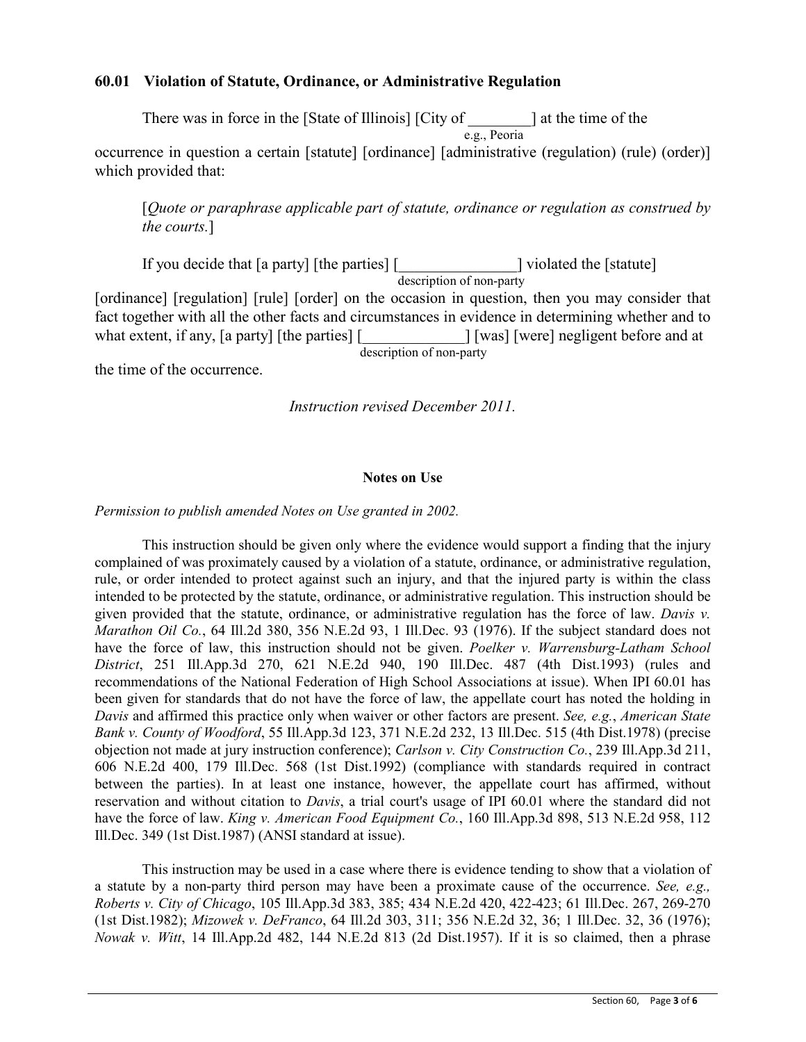## 60.01 Violation of Statute, Ordinance, or Administrative Regulation

There was in force in the [State of Illinois] [City of ________] at the time of the occurrence in question a certain [statute] [ordinance] [administrative (regulation) (rule) (order)] which provided that:

(e.g., Peoria)

> [*Quote or paraphrase applicable part of statute, ordinance or regulation as construed by the courts.*]

If you decide that [a party] [the parties] [_______________] violated the [statute] [ordinance] [regulation] [rule] [order] on the occasion in question, then you may consider that fact together with all the other facts and circumstances in evidence in determining whether and to what extent, if any, [a party] [the parties] [_____________] [was] [were] negligent before and at the time of the occurrence.

(description of non-party)

*Instruction revised December 2011.*

### Notes on Use

*Permission to publish amended Notes on Use granted in 2002.*

This instruction should be given only where the evidence would support a finding that the injury complained of was proximately caused by a violation of a statute, ordinance, or administrative regulation, rule, or order intended to protect against such an injury, and that the injured party is within the class intended to be protected by the statute, ordinance, or administrative regulation. This instruction should be given provided that the statute, ordinance, or administrative regulation has the force of law. *Davis v. Marathon Oil Co.*, 64 Ill.2d 380, 356 N.E.2d 93, 1 Ill.Dec. 93 (1976). If the subject standard does not have the force of law, this instruction should not be given. *Poelker v. Warrensburg-Latham School District*, 251 Ill.App.3d 270, 621 N.E.2d 940, 190 Ill.Dec. 487 (4th Dist.1993) (rules and recommendations of the National Federation of High School Associations at issue). When IPI 60.01 has been given for standards that do not have the force of law, the appellate court has noted the holding in *Davis* and affirmed this practice only when waiver or other factors are present. *See, e.g.*, *American State Bank v. County of Woodford*, 55 Ill.App.3d 123, 371 N.E.2d 232, 13 Ill.Dec. 515 (4th Dist.1978) (precise objection not made at jury instruction conference); *Carlson v. City Construction Co.*, 239 Ill.App.3d 211, 606 N.E.2d 400, 179 Ill.Dec. 568 (1st Dist.1992) (compliance with standards required in contract between the parties). In at least one instance, however, the appellate court has affirmed, without reservation and without citation to *Davis*, a trial court's usage of IPI 60.01 where the standard did not have the force of law. *King v. American Food Equipment Co.*, 160 Ill.App.3d 898, 513 N.E.2d 958, 112 Ill.Dec. 349 (1st Dist.1987) (ANSI standard at issue).

This instruction may be used in a case where there is evidence tending to show that a violation of a statute by a non-party third person may have been a proximate cause of the occurrence. *See, e.g., Roberts v. City of Chicago*, 105 Ill.App.3d 383, 385; 434 N.E.2d 420, 422-423; 61 Ill.Dec. 267, 269-270 (1st Dist.1982); *Mizowek v. DeFranco*, 64 Ill.2d 303, 311; 356 N.E.2d 32, 36; 1 Ill.Dec. 32, 36 (1976); *Nowak v. Witt*, 14 Ill.App.2d 482, 144 N.E.2d 813 (2d Dist.1957). If it is so claimed, then a phrase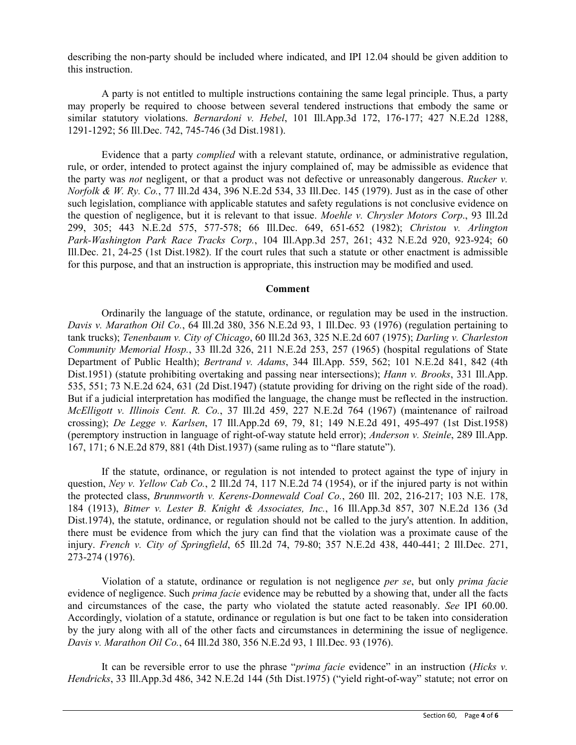describing the non-party should be included where indicated, and IPI 12.04 should be given addition to this instruction.

A party is not entitled to multiple instructions containing the same legal principle. Thus, a party may properly be required to choose between several tendered instructions that embody the same or similar statutory violations. *Bernardoni v. Hebel*, 101 Ill.App.3d 172, 176-177; 427 N.E.2d 1288, 1291-1292; 56 Ill.Dec. 742, 745-746 (3d Dist.1981).

Evidence that a party *complied* with a relevant statute, ordinance, or administrative regulation, rule, or order, intended to protect against the injury complained of, may be admissible as evidence that the party was *not* negligent, or that a product was not defective or unreasonably dangerous. *Rucker v. Norfolk & W. Ry. Co.*, 77 Ill.2d 434, 396 N.E.2d 534, 33 Ill.Dec. 145 (1979). Just as in the case of other such legislation, compliance with applicable statutes and safety regulations is not conclusive evidence on the question of negligence, but it is relevant to that issue. *Moehle v. Chrysler Motors Corp*., 93 Ill.2d 299, 305; 443 N.E.2d 575, 577-578; 66 Ill.Dec. 649, 651-652 (1982); *Christou v. Arlington Park-Washington Park Race Tracks Corp.*, 104 Ill.App.3d 257, 261; 432 N.E.2d 920, 923-924; 60 Ill.Dec. 21, 24-25 (1st Dist.1982). If the court rules that such a statute or other enactment is admissible for this purpose, and that an instruction is appropriate, this instruction may be modified and used.

**Comment**

Ordinarily the language of the statute, ordinance, or regulation may be used in the instruction. *Davis v. Marathon Oil Co.*, 64 Ill.2d 380, 356 N.E.2d 93, 1 Ill.Dec. 93 (1976) (regulation pertaining to tank trucks); *Tenenbaum v. City of Chicago*, 60 Ill.2d 363, 325 N.E.2d 607 (1975); *Darling v. Charleston Community Memorial Hosp.*, 33 Ill.2d 326, 211 N.E.2d 253, 257 (1965) (hospital regulations of State Department of Public Health); *Bertrand v. Adams*, 344 Ill.App. 559, 562; 101 N.E.2d 841, 842 (4th Dist.1951) (statute prohibiting overtaking and passing near intersections); *Hann v. Brooks*, 331 Ill.App. 535, 551; 73 N.E.2d 624, 631 (2d Dist.1947) (statute providing for driving on the right side of the road). But if a judicial interpretation has modified the language, the change must be reflected in the instruction. *McElligott v. Illinois Cent. R. Co.*, 37 Ill.2d 459, 227 N.E.2d 764 (1967) (maintenance of railroad crossing); *De Legge v. Karlsen*, 17 Ill.App.2d 69, 79, 81; 149 N.E.2d 491, 495-497 (1st Dist.1958) (peremptory instruction in language of right-of-way statute held error); *Anderson v. Steinle*, 289 Ill.App. 167, 171; 6 N.E.2d 879, 881 (4th Dist.1937) (same ruling as to "flare statute").

If the statute, ordinance, or regulation is not intended to protect against the type of injury in question, *Ney v. Yellow Cab Co.*, 2 Ill.2d 74, 117 N.E.2d 74 (1954), or if the injured party is not within the protected class, *Brunnworth v. Kerens-Donnewald Coal Co.*, 260 Ill. 202, 216-217; 103 N.E. 178, 184 (1913), *Bitner v. Lester B. Knight & Associates, Inc.*, 16 Ill.App.3d 857, 307 N.E.2d 136 (3d Dist.1974), the statute, ordinance, or regulation should not be called to the jury's attention. In addition, there must be evidence from which the jury can find that the violation was a proximate cause of the injury. *French v. City of Springfield*, 65 Ill.2d 74, 79-80; 357 N.E.2d 438, 440-441; 2 Ill.Dec. 271, 273-274 (1976).

Violation of a statute, ordinance or regulation is not negligence *per se*, but only *prima facie* evidence of negligence. Such *prima facie* evidence may be rebutted by a showing that, under all the facts and circumstances of the case, the party who violated the statute acted reasonably. *See* IPI 60.00. Accordingly, violation of a statute, ordinance or regulation is but one fact to be taken into consideration by the jury along with all of the other facts and circumstances in determining the issue of negligence. *Davis v. Marathon Oil Co.*, 64 Ill.2d 380, 356 N.E.2d 93, 1 Ill.Dec. 93 (1976).

It can be reversible error to use the phrase "*prima facie* evidence" in an instruction (*Hicks v. Hendricks*, 33 Ill.App.3d 486, 342 N.E.2d 144 (5th Dist.1975) ("yield right-of-way" statute; not error on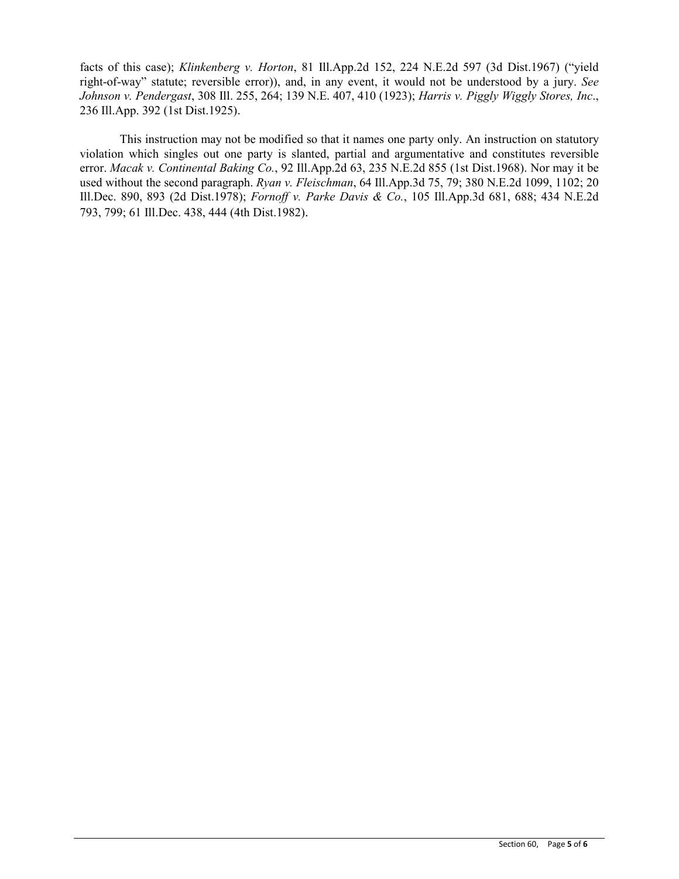facts of this case); *Klinkenberg v. Horton*, 81 Ill.App.2d 152, 224 N.E.2d 597 (3d Dist.1967) ("yield right-of-way" statute; reversible error)), and, in any event, it would not be understood by a jury. *See Johnson v. Pendergast*, 308 Ill. 255, 264; 139 N.E. 407, 410 (1923); *Harris v. Piggly Wiggly Stores, Inc*., 236 Ill.App. 392 (1st Dist.1925).

This instruction may not be modified so that it names one party only. An instruction on statutory violation which singles out one party is slanted, partial and argumentative and constitutes reversible error. *Macak v. Continental Baking Co.*, 92 Ill.App.2d 63, 235 N.E.2d 855 (1st Dist.1968). Nor may it be used without the second paragraph. *Ryan v. Fleischman*, 64 Ill.App.3d 75, 79; 380 N.E.2d 1099, 1102; 20 Ill.Dec. 890, 893 (2d Dist.1978); *Fornoff v. Parke Davis & Co.*, 105 Ill.App.3d 681, 688; 434 N.E.2d 793, 799; 61 Ill.Dec. 438, 444 (4th Dist.1982).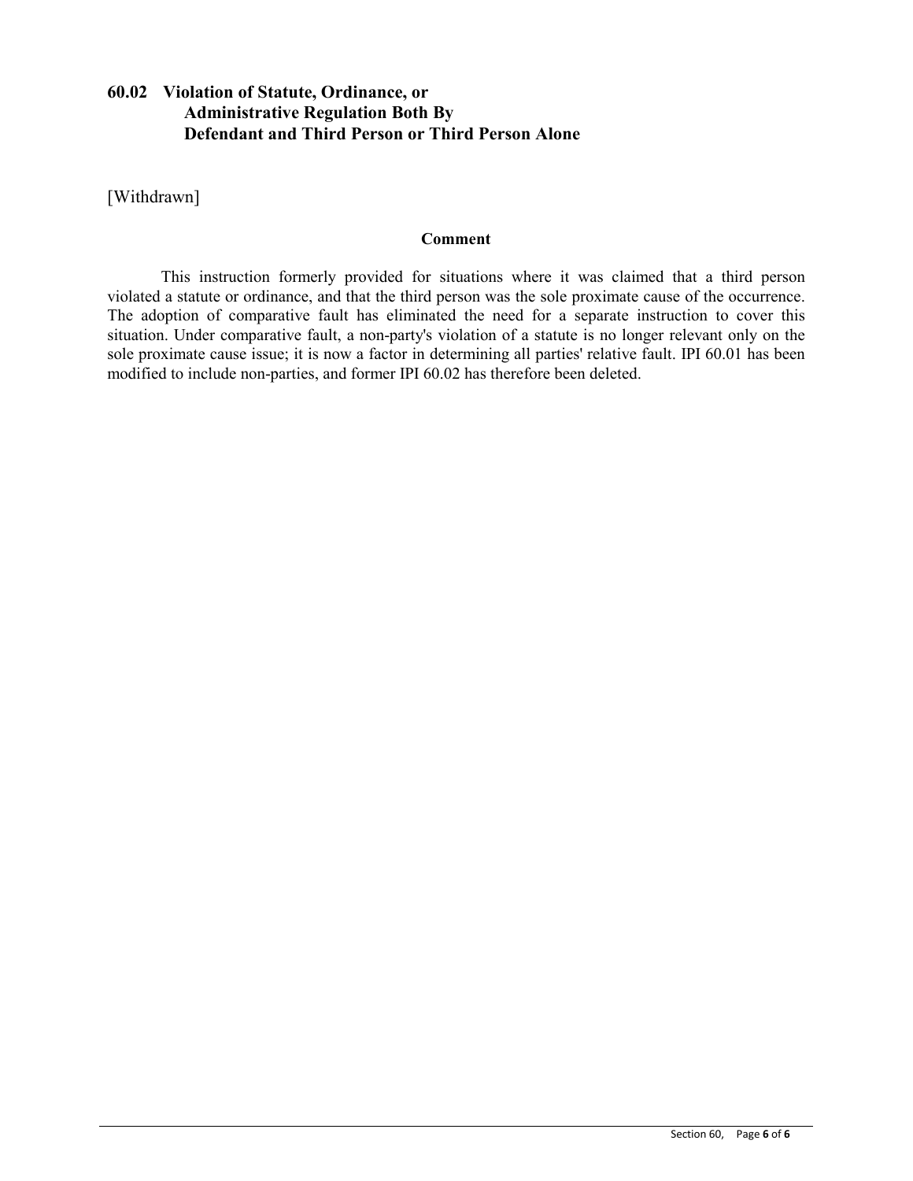### 60.02 Violation of Statute, Ordinance, or Administrative Regulation Both By Defendant and Third Person or Third Person Alone

[Withdrawn]

**Comment**

This instruction formerly provided for situations where it was claimed that a third person violated a statute or ordinance, and that the third person was the sole proximate cause of the occurrence. The adoption of comparative fault has eliminated the need for a separate instruction to cover this situation. Under comparative fault, a non-party's violation of a statute is no longer relevant only on the sole proximate cause issue; it is now a factor in determining all parties' relative fault. IPI 60.01 has been modified to include non-parties, and former IPI 60.02 has therefore been deleted.